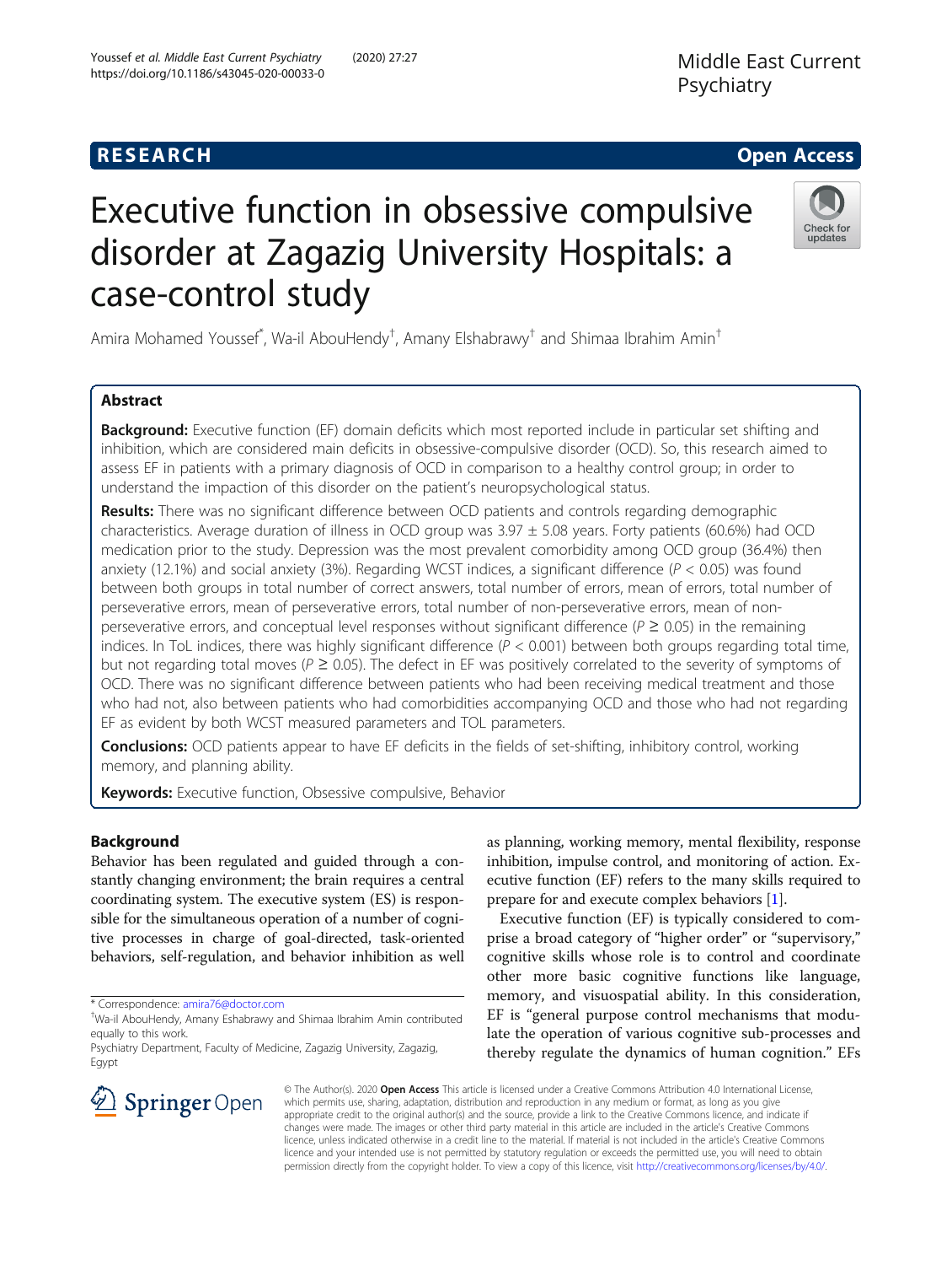RESEARCH

Open Access

# Executive function in obsessive compulsive disorder at Zagazig University Hospitals: a case-control study

Amira Mohamed Youssef*, Wa-il AbouHendy†, Amany Elshabrawy† and Shimaa Ibrahim Amin†

## Abstract

**Background:** Executive function (EF) domain deficits which most reported include in particular set shifting and inhibition, which are considered main deficits in obsessive-compulsive disorder (OCD). So, this research aimed to assess EF in patients with a primary diagnosis of OCD in comparison to a healthy control group; in order to understand the impaction of this disorder on the patient's neuropsychological status.

**Results:** There was no significant difference between OCD patients and controls regarding demographic characteristics. Average duration of illness in OCD group was 3.97 ± 5.08 years. Forty patients (60.6%) had OCD medication prior to the study. Depression was the most prevalent comorbidity among OCD group (36.4%) then anxiety (12.1%) and social anxiety (3%). Regarding WCST indices, a significant difference ($P < 0.05$) was found between both groups in total number of correct answers, total number of errors, mean of errors, total number of perseverative errors, mean of perseverative errors, total number of non-perseverative errors, mean of non-perseverative errors, and conceptual level responses without significant difference ($P \geq 0.05$) in the remaining indices. In ToL indices, there was highly significant difference ($P < 0.001$) between both groups regarding total time, but not regarding total moves ($P \geq 0.05$). The defect in EF was positively correlated to the severity of symptoms of OCD. There was no significant difference between patients who had been receiving medical treatment and those who had not, also between patients who had comorbidities accompanying OCD and those who had not regarding EF as evident by both WCST measured parameters and TOL parameters.

**Conclusions:** OCD patients appear to have EF deficits in the fields of set-shifting, inhibitory control, working memory, and planning ability.

**Keywords:** Executive function, Obsessive compulsive, Behavior

## Background

Behavior has been regulated and guided through a constantly changing environment; the brain requires a central coordinating system. The executive system (ES) is responsible for the simultaneous operation of a number of cognitive processes in charge of goal-directed, task-oriented behaviors, self-regulation, and behavior inhibition as well as planning, working memory, mental flexibility, response inhibition, impulse control, and monitoring of action. Executive function (EF) refers to the many skills required to prepare for and execute complex behaviors [1].

Executive function (EF) is typically considered to comprise a broad category of "higher order" or "supervisory," cognitive skills whose role is to control and coordinate other more basic cognitive functions like language, memory, and visuospatial ability. In this consideration, EF is "general purpose control mechanisms that modulate the operation of various cognitive sub-processes and thereby regulate the dynamics of human cognition." EFs

* Correspondence: amira76@doctor.com
†Wa-il AbouHendy, Amany Eshabrawy and Shimaa Ibrahim Amin contributed equally to this work.
Psychiatry Department, Faculty of Medicine, Zagazig University, Zagazig, Egypt

© The Author(s). 2020 **Open Access** This article is licensed under a Creative Commons Attribution 4.0 International License, which permits use, sharing, adaptation, distribution and reproduction in any medium or format, as long as you give appropriate credit to the original author(s) and the source, provide a link to the Creative Commons licence, and indicate if changes were made. The images or other third party material in this article are included in the article's Creative Commons licence, unless indicated otherwise in a credit line to the material. If material is not included in the article's Creative Commons licence and your intended use is not permitted by statutory regulation or exceeds the permitted use, you will need to obtain permission directly from the copyright holder. To view a copy of this licence, visit http://creativecommons.org/licenses/by/4.0/.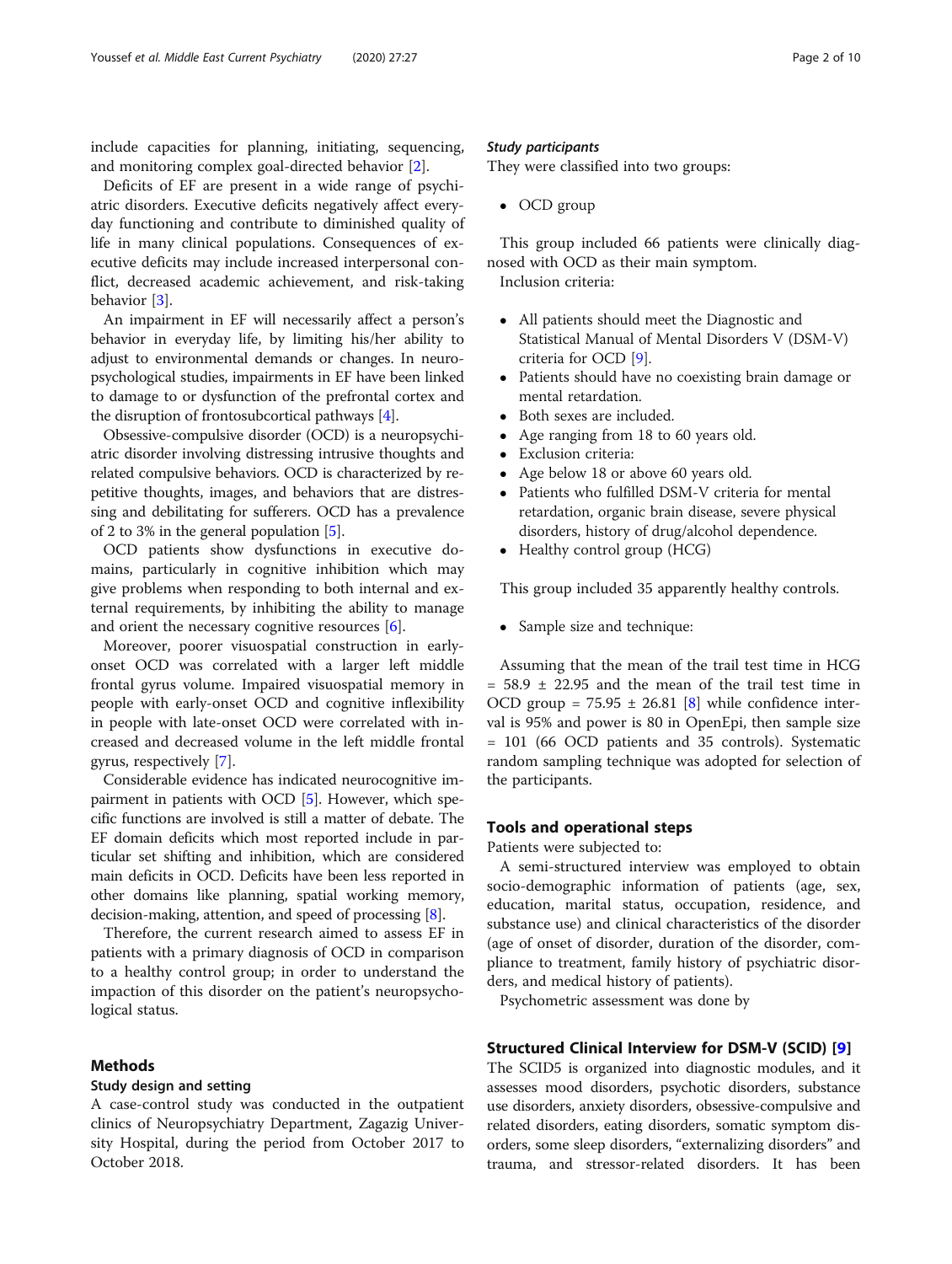include capacities for planning, initiating, sequencing, and monitoring complex goal-directed behavior [2].

Deficits of EF are present in a wide range of psychiatric disorders. Executive deficits negatively affect everyday functioning and contribute to diminished quality of life in many clinical populations. Consequences of executive deficits may include increased interpersonal conflict, decreased academic achievement, and risk-taking behavior [3].

An impairment in EF will necessarily affect a person's behavior in everyday life, by limiting his/her ability to adjust to environmental demands or changes. In neuropsychological studies, impairments in EF have been linked to damage to or dysfunction of the prefrontal cortex and the disruption of frontosubcortical pathways [4].

Obsessive-compulsive disorder (OCD) is a neuropsychiatric disorder involving distressing intrusive thoughts and related compulsive behaviors. OCD is characterized by repetitive thoughts, images, and behaviors that are distressing and debilitating for sufferers. OCD has a prevalence of 2 to 3% in the general population [5].

OCD patients show dysfunctions in executive domains, particularly in cognitive inhibition which may give problems when responding to both internal and external requirements, by inhibiting the ability to manage and orient the necessary cognitive resources [6].

Moreover, poorer visuospatial construction in early-onset OCD was correlated with a larger left middle frontal gyrus volume. Impaired visuospatial memory in people with early-onset OCD and cognitive inflexibility in people with late-onset OCD were correlated with increased and decreased volume in the left middle frontal gyrus, respectively [7].

Considerable evidence has indicated neurocognitive impairment in patients with OCD [5]. However, which specific functions are involved is still a matter of debate. The EF domain deficits which most reported include in particular set shifting and inhibition, which are considered main deficits in OCD. Deficits have been less reported in other domains like planning, spatial working memory, decision-making, attention, and speed of processing [8].

Therefore, the current research aimed to assess EF in patients with a primary diagnosis of OCD in comparison to a healthy control group; in order to understand the impaction of this disorder on the patient's neuropsychological status.

## Methods

### Study design and setting

A case-control study was conducted in the outpatient clinics of Neuropsychiatry Department, Zagazig University Hospital, during the period from October 2017 to October 2018.

### Study participants

They were classified into two groups:

- OCD group

This group included 66 patients were clinically diagnosed with OCD as their main symptom.

Inclusion criteria:

- All patients should meet the Diagnostic and Statistical Manual of Mental Disorders V (DSM-V) criteria for OCD [9].
- Patients should have no coexisting brain damage or mental retardation.
- Both sexes are included.
- Age ranging from 18 to 60 years old.
- Exclusion criteria:
- Age below 18 or above 60 years old.
- Patients who fulfilled DSM-V criteria for mental retardation, organic brain disease, severe physical disorders, history of drug/alcohol dependence.
- Healthy control group (HCG)

This group included 35 apparently healthy controls.

- Sample size and technique:

Assuming that the mean of the trail test time in HCG = 58.9 ± 22.95 and the mean of the trail test time in OCD group = 75.95 ± 26.81 [8] while confidence interval is 95% and power is 80 in OpenEpi, then sample size = 101 (66 OCD patients and 35 controls). Systematic random sampling technique was adopted for selection of the participants.

## Tools and operational steps

Patients were subjected to:

A semi-structured interview was employed to obtain socio-demographic information of patients (age, sex, education, marital status, occupation, residence, and substance use) and clinical characteristics of the disorder (age of onset of disorder, duration of the disorder, compliance to treatment, family history of psychiatric disorders, and medical history of patients).

Psychometric assessment was done by

## Structured Clinical Interview for DSM-V (SCID) [9]

The SCID5 is organized into diagnostic modules, and it assesses mood disorders, psychotic disorders, substance use disorders, anxiety disorders, obsessive-compulsive and related disorders, eating disorders, somatic symptom disorders, some sleep disorders, "externalizing disorders" and trauma, and stressor-related disorders. It has been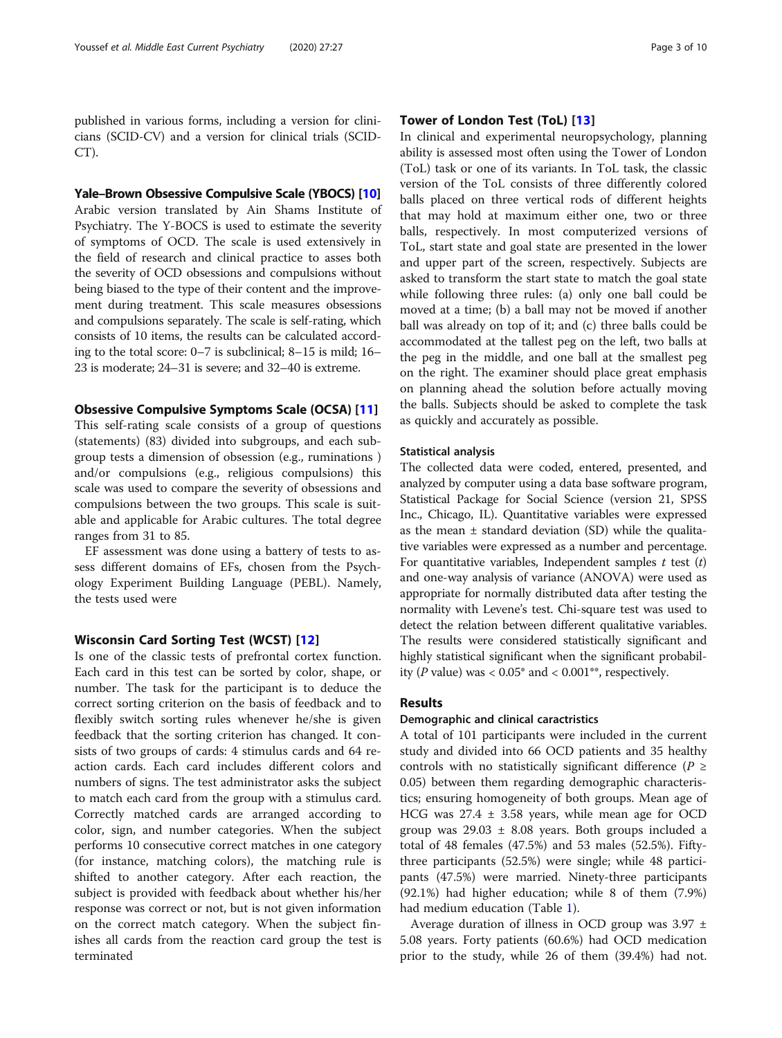published in various forms, including a version for clinicians (SCID-CV) and a version for clinical trials (SCID-CT).

### Yale–Brown Obsessive Compulsive Scale (YBOCS) [10]

Arabic version translated by Ain Shams Institute of Psychiatry. The Y-BOCS is used to estimate the severity of symptoms of OCD. The scale is used extensively in the field of research and clinical practice to asses both the severity of OCD obsessions and compulsions without being biased to the type of their content and the improvement during treatment. This scale measures obsessions and compulsions separately. The scale is self-rating, which consists of 10 items, the results can be calculated according to the total score: 0–7 is subclinical; 8–15 is mild; 16–23 is moderate; 24–31 is severe; and 32–40 is extreme.

### Obsessive Compulsive Symptoms Scale (OCSA) [11]

This self-rating scale consists of a group of questions (statements) (83) divided into subgroups, and each subgroup tests a dimension of obsession (e.g., ruminations ) and/or compulsions (e.g., religious compulsions) this scale was used to compare the severity of obsessions and compulsions between the two groups. This scale is suitable and applicable for Arabic cultures. The total degree ranges from 31 to 85.

EF assessment was done using a battery of tests to assess different domains of EFs, chosen from the Psychology Experiment Building Language (PEBL). Namely, the tests used were

### Wisconsin Card Sorting Test (WCST) [12]

Is one of the classic tests of prefrontal cortex function. Each card in this test can be sorted by color, shape, or number. The task for the participant is to deduce the correct sorting criterion on the basis of feedback and to flexibly switch sorting rules whenever he/she is given feedback that the sorting criterion has changed. It consists of two groups of cards: 4 stimulus cards and 64 reaction cards. Each card includes different colors and numbers of signs. The test administrator asks the subject to match each card from the group with a stimulus card. Correctly matched cards are arranged according to color, sign, and number categories. When the subject performs 10 consecutive correct matches in one category (for instance, matching colors), the matching rule is shifted to another category. After each reaction, the subject is provided with feedback about whether his/her response was correct or not, but is not given information on the correct match category. When the subject finishes all cards from the reaction card group the test is terminated

### Tower of London Test (ToL) [13]

In clinical and experimental neuropsychology, planning ability is assessed most often using the Tower of London (ToL) task or one of its variants. In ToL task, the classic version of the ToL consists of three differently colored balls placed on three vertical rods of different heights that may hold at maximum either one, two or three balls, respectively. In most computerized versions of ToL, start state and goal state are presented in the lower and upper part of the screen, respectively. Subjects are asked to transform the start state to match the goal state while following three rules: (a) only one ball could be moved at a time; (b) a ball may not be moved if another ball was already on top of it; and (c) three balls could be accommodated at the tallest peg on the left, two balls at the peg in the middle, and one ball at the smallest peg on the right. The examiner should place great emphasis on planning ahead the solution before actually moving the balls. Subjects should be asked to complete the task as quickly and accurately as possible.

### Statistical analysis

The collected data were coded, entered, presented, and analyzed by computer using a data base software program, Statistical Package for Social Science (version 21, SPSS Inc., Chicago, IL). Quantitative variables were expressed as the mean ± standard deviation (SD) while the qualitative variables were expressed as a number and percentage. For quantitative variables, Independent samples *t* test (*t*) and one-way analysis of variance (ANOVA) were used as appropriate for normally distributed data after testing the normality with Levene's test. Chi-square test was used to detect the relation between different qualitative variables. The results were considered statistically significant and highly statistical significant when the significant probability (*P* value) was < 0.05* and < 0.001**, respectively.

## Results

### Demographic and clinical caractristics

A total of 101 participants were included in the current study and divided into 66 OCD patients and 35 healthy controls with no statistically significant difference ($P \geq 0.05$) between them regarding demographic characteristics; ensuring homogeneity of both groups. Mean age of HCG was 27.4 ± 3.58 years, while mean age for OCD group was 29.03 ± 8.08 years. Both groups included a total of 48 females (47.5%) and 53 males (52.5%). Fifty-three participants (52.5%) were single; while 48 participants (47.5%) were married. Ninety-three participants (92.1%) had higher education; while 8 of them (7.9%) had medium education (Table 1).

Average duration of illness in OCD group was 3.97 ± 5.08 years. Forty patients (60.6%) had OCD medication prior to the study, while 26 of them (39.4%) had not.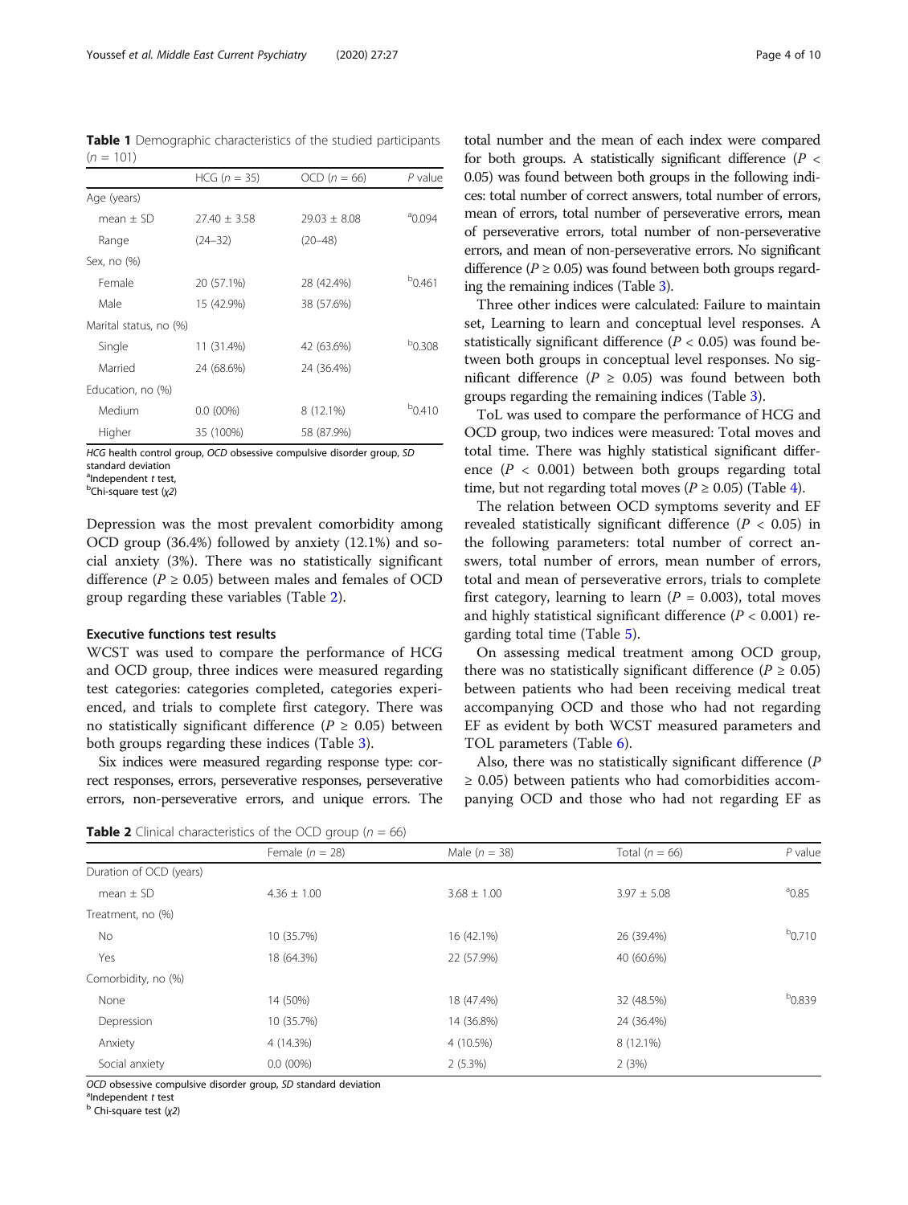**Table 1** Demographic characteristics of the studied participants ($n$ = 101)

| | HCG ($n$ = 35) | OCD ($n$ = 66) | $P$ value |
|---|---|---|---|
| Age (years) | | | |
| mean ± SD | 27.40 ± 3.58 | 29.03 ± 8.08 | [a]0.094 |
| Range | (24–32) | (20–48) | |
| Sex, no (%) | | | |
| Female | 20 (57.1%) | 28 (42.4%) | [b]0.461 |
| Male | 15 (42.9%) | 38 (57.6%) | |
| Marital status, no (%) | | | |
| Single | 11 (31.4%) | 42 (63.6%) | [b]0.308 |
| Married | 24 (68.6%) | 24 (36.4%) | |
| Education, no (%) | | | |
| Medium | 0.0 (00%) | 8 (12.1%) | [b]0.410 |
| Higher | 35 (100%) | 58 (87.9%) | |

*HCG* health control group, *OCD* obsessive compulsive disorder group, *SD* standard deviation
[a]Independent *t* test,
[b]Chi-square test ($\chi 2$)

Depression was the most prevalent comorbidity among OCD group (36.4%) followed by anxiety (12.1%) and social anxiety (3%). There was no statistically significant difference ($P \geq 0.05$) between males and females of OCD group regarding these variables (Table 2).

### Executive functions test results

WCST was used to compare the performance of HCG and OCD group, three indices were measured regarding test categories: categories completed, categories experienced, and trials to complete first category. There was no statistically significant difference ($P \geq 0.05$) between both groups regarding these indices (Table 3).

Six indices were measured regarding response type: correct responses, errors, perseverative responses, perseverative errors, non-perseverative errors, and unique errors. The total number and the mean of each index were compared for both groups. A statistically significant difference ($P < 0.05$) was found between both groups in the following indices: total number of correct answers, total number of errors, mean of errors, total number of perseverative errors, mean of perseverative errors, total number of non-perseverative errors, and mean of non-perseverative errors. No significant difference ($P \geq 0.05$) was found between both groups regarding the remaining indices (Table 3).

Three other indices were calculated: Failure to maintain set, Learning to learn and conceptual level responses. A statistically significant difference ($P < 0.05$) was found between both groups in conceptual level responses. No significant difference ($P \geq 0.05$) was found between both groups regarding the remaining indices (Table 3).

ToL was used to compare the performance of HCG and OCD group, two indices were measured: Total moves and total time. There was highly statistical significant difference ($P < 0.001$) between both groups regarding total time, but not regarding total moves ($P \geq 0.05$) (Table 4).

The relation between OCD symptoms severity and EF revealed statistically significant difference ($P < 0.05$) in the following parameters: total number of correct answers, total number of errors, mean number of errors, total and mean of perseverative errors, trials to complete first category, learning to learn ($P = 0.003$), total moves and highly statistical significant difference ($P < 0.001$) regarding total time (Table 5).

On assessing medical treatment among OCD group, there was no statistically significant difference ($P \geq 0.05$) between patients who had been receiving medical treat accompanying OCD and those who had not regarding EF as evident by both WCST measured parameters and TOL parameters (Table 6).

Also, there was no statistically significant difference ($P \geq 0.05$) between patients who had comorbidities accompanying OCD and those who had not regarding EF as

**Table 2** Clinical characteristics of the OCD group ($n$ = 66)

| | Female ($n$ = 28) | Male ($n$ = 38) | Total ($n$ = 66) | $P$ value |
|---|---|---|---|---|
| Duration of OCD (years) | | | | |
| mean ± SD | 4.36 ± 1.00 | 3.68 ± 1.00 | 3.97 ± 5.08 | [a]0.85 |
| Treatment, no (%) | | | | |
| No | 10 (35.7%) | 16 (42.1%) | 26 (39.4%) | [b]0.710 |
| Yes | 18 (64.3%) | 22 (57.9%) | 40 (60.6%) | |
| Comorbidity, no (%) | | | | |
| None | 14 (50%) | 18 (47.4%) | 32 (48.5%) | [b]0.839 |
| Depression | 10 (35.7%) | 14 (36.8%) | 24 (36.4%) | |
| Anxiety | 4 (14.3%) | 4 (10.5%) | 8 (12.1%) | |
| Social anxiety | 0.0 (00%) | 2 (5.3%) | 2 (3%) | |

*OCD* obsessive compulsive disorder group, *SD* standard deviation
[a]Independent *t* test
[b] Chi-square test ($\chi 2$)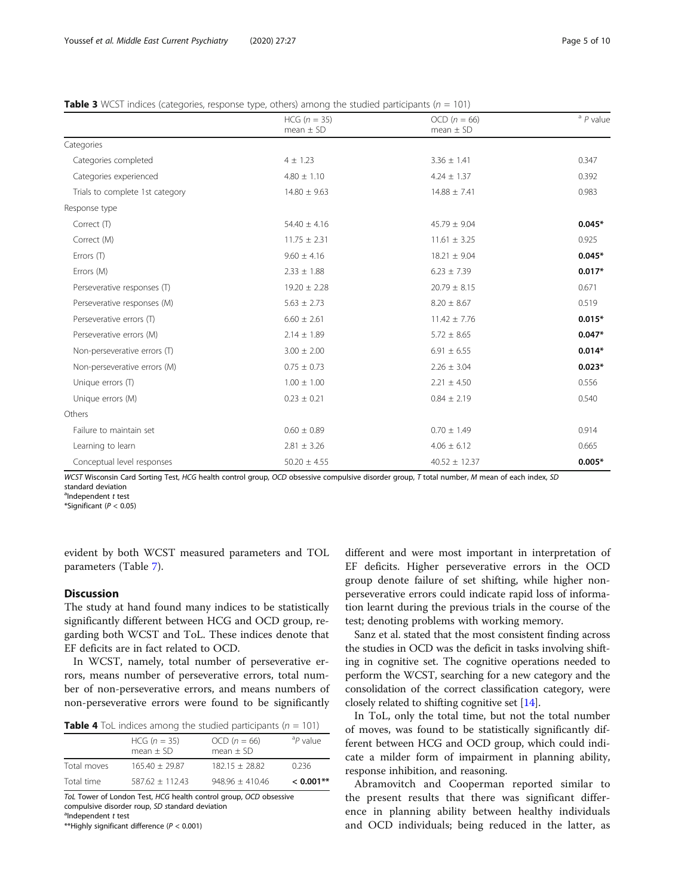**Table 3** WCST indices (categories, response type, others) among the studied participants ($n = 101$)

| | HCG ($n = 35$) mean ± SD | OCD ($n = 66$) mean ± SD | [a] P value |
|---|---|---|---|
| Categories | | | |
| Categories completed | 4 ± 1.23 | 3.36 ± 1.41 | 0.347 |
| Categories experienced | 4.80 ± 1.10 | 4.24 ± 1.37 | 0.392 |
| Trials to complete 1st category | 14.80 ± 9.63 | 14.88 ± 7.41 | 0.983 |
| Response type | | | |
| Correct (T) | 54.40 ± 4.16 | 45.79 ± 9.04 | **0.045*** |
| Correct (M) | 11.75 ± 2.31 | 11.61 ± 3.25 | 0.925 |
| Errors (T) | 9.60 ± 4.16 | 18.21 ± 9.04 | **0.045*** |
| Errors (M) | 2.33 ± 1.88 | 6.23 ± 7.39 | **0.017*** |
| Perseverative responses (T) | 19.20 ± 2.28 | 20.79 ± 8.15 | 0.671 |
| Perseverative responses (M) | 5.63 ± 2.73 | 8.20 ± 8.67 | 0.519 |
| Perseverative errors (T) | 6.60 ± 2.61 | 11.42 ± 7.76 | **0.015*** |
| Perseverative errors (M) | 2.14 ± 1.89 | 5.72 ± 8.65 | **0.047*** |
| Non-perseverative errors (T) | 3.00 ± 2.00 | 6.91 ± 6.55 | **0.014*** |
| Non-perseverative errors (M) | 0.75 ± 0.73 | 2.26 ± 3.04 | **0.023*** |
| Unique errors (T) | 1.00 ± 1.00 | 2.21 ± 4.50 | 0.556 |
| Unique errors (M) | 0.23 ± 0.21 | 0.84 ± 2.19 | 0.540 |
| Others | | | |
| Failure to maintain set | 0.60 ± 0.89 | 0.70 ± 1.49 | 0.914 |
| Learning to learn | 2.81 ± 3.26 | 4.06 ± 6.12 | 0.665 |
| Conceptual level responses | 50.20 ± 4.55 | 40.52 ± 12.37 | **0.005*** |

*WCST* Wisconsin Card Sorting Test, *HCG* health control group, *OCD* obsessive compulsive disorder group, *T* total number, *M* mean of each index, *SD* standard deviation
[a]Independent *t* test
*Significant ($P < 0.05$)

evident by both WCST measured parameters and TOL parameters (Table 7).

## Discussion

The study at hand found many indices to be statistically significantly different between HCG and OCD group, regarding both WCST and ToL. These indices denote that EF deficits are in fact related to OCD.

In WCST, namely, total number of perseverative errors, means number of perseverative errors, total number of non-perseverative errors, and means numbers of non-perseverative errors were found to be significantly different and were most important in interpretation of EF deficits. Higher perseverative errors in the OCD group denote failure of set shifting, while higher non-perseverative errors could indicate rapid loss of information learnt during the previous trials in the course of the test; denoting problems with working memory.

Sanz et al. stated that the most consistent finding across the studies in OCD was the deficit in tasks involving shifting in cognitive set. The cognitive operations needed to perform the WCST, searching for a new category and the consolidation of the correct classification category, were closely related to shifting cognitive set [14].

In ToL, only the total time, but not the total number of moves, was found to be statistically significantly different between HCG and OCD group, which could indicate a milder form of impairment in planning ability, response inhibition, and reasoning.

Abramovitch and Cooperman reported similar to the present results that there was significant difference in planning ability between healthy individuals and OCD individuals; being reduced in the latter, as

**Table 4** ToL indices among the studied participants ($n = 101$)

| | HCG ($n = 35$) mean ± SD | OCD ($n = 66$) mean ± SD | [a]P value |
|---|---|---|---|
| Total moves | 165.40 ± 29.87 | 182.15 ± 28.82 | 0.236 |
| Total time | 587.62 ± 112.43 | 948.96 ± 410.46 | **< 0.001**** |

*ToL* Tower of London Test, *HCG* health control group, *OCD* obsessive compulsive disorder roup, *SD* standard deviation
[a]Independent *t* test
**Highly significant difference ($P < 0.001$)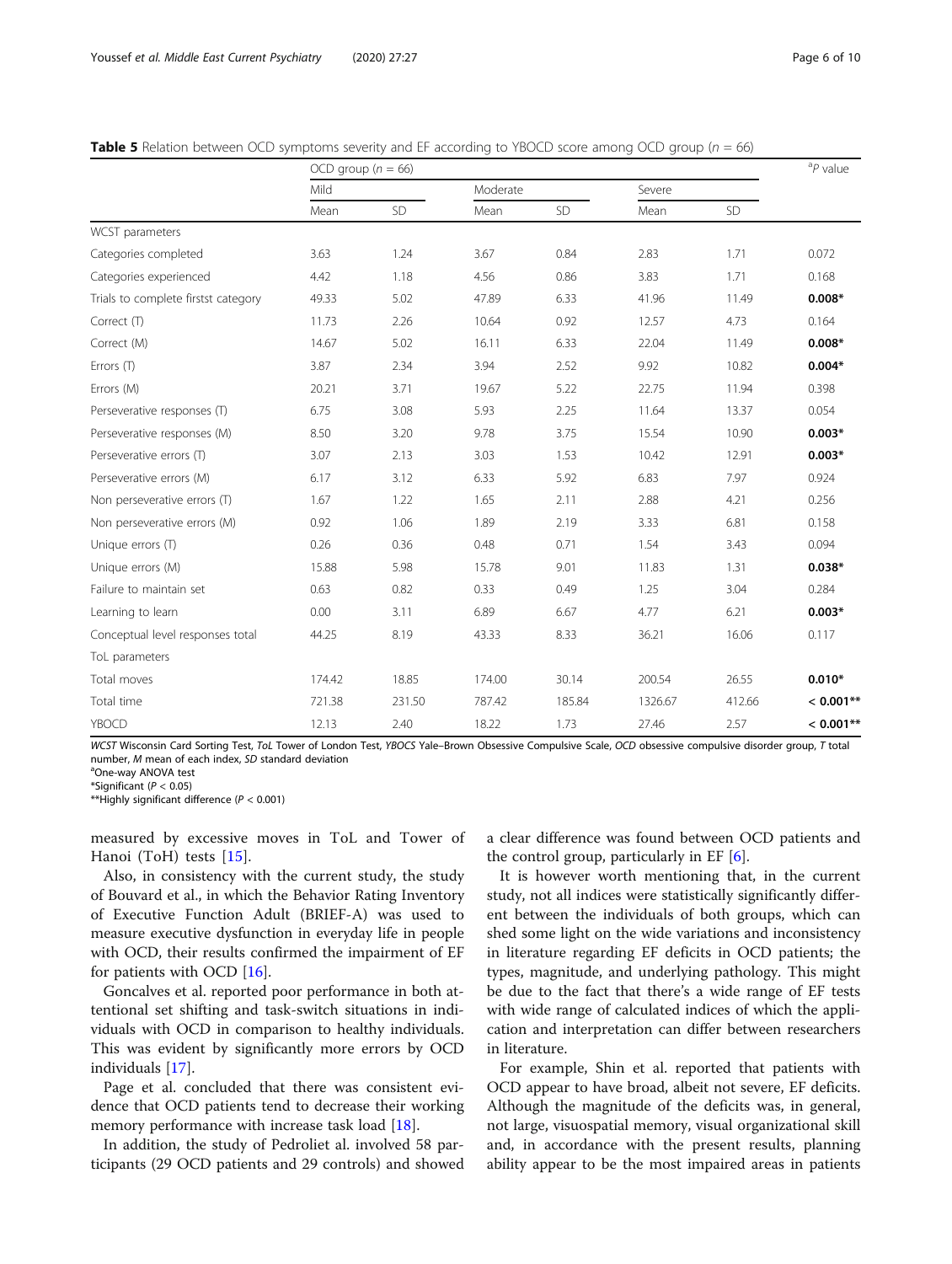**Table 5** Relation between OCD symptoms severity and EF according to YBOCD score among OCD group (n = 66)

| | OCD group (n = 66) | | | | | | [a]P value |
|---|---|---|---|---|---|---|---|
| | Mild | | Moderate | | Severe | | |
| | Mean | SD | Mean | SD | Mean | SD | |
| WCST parameters | | | | | | | |
| Categories completed | 3.63 | 1.24 | 3.67 | 0.84 | 2.83 | 1.71 | 0.072 |
| Categories experienced | 4.42 | 1.18 | 4.56 | 0.86 | 3.83 | 1.71 | 0.168 |
| Trials to complete firstst category | 49.33 | 5.02 | 47.89 | 6.33 | 41.96 | 11.49 | **0.008*** |
| Correct (T) | 11.73 | 2.26 | 10.64 | 0.92 | 12.57 | 4.73 | 0.164 |
| Correct (M) | 14.67 | 5.02 | 16.11 | 6.33 | 22.04 | 11.49 | **0.008*** |
| Errors (T) | 3.87 | 2.34 | 3.94 | 2.52 | 9.92 | 10.82 | **0.004*** |
| Errors (M) | 20.21 | 3.71 | 19.67 | 5.22 | 22.75 | 11.94 | 0.398 |
| Perseverative responses (T) | 6.75 | 3.08 | 5.93 | 2.25 | 11.64 | 13.37 | 0.054 |
| Perseverative responses (M) | 8.50 | 3.20 | 9.78 | 3.75 | 15.54 | 10.90 | **0.003*** |
| Perseverative errors (T) | 3.07 | 2.13 | 3.03 | 1.53 | 10.42 | 12.91 | **0.003*** |
| Perseverative errors (M) | 6.17 | 3.12 | 6.33 | 5.92 | 6.83 | 7.97 | 0.924 |
| Non perseverative errors (T) | 1.67 | 1.22 | 1.65 | 2.11 | 2.88 | 4.21 | 0.256 |
| Non perseverative errors (M) | 0.92 | 1.06 | 1.89 | 2.19 | 3.33 | 6.81 | 0.158 |
| Unique errors (T) | 0.26 | 0.36 | 0.48 | 0.71 | 1.54 | 3.43 | 0.094 |
| Unique errors (M) | 15.88 | 5.98 | 15.78 | 9.01 | 11.83 | 1.31 | **0.038*** |
| Failure to maintain set | 0.63 | 0.82 | 0.33 | 0.49 | 1.25 | 3.04 | 0.284 |
| Learning to learn | 0.00 | 3.11 | 6.89 | 6.67 | 4.77 | 6.21 | **0.003*** |
| Conceptual level responses total | 44.25 | 8.19 | 43.33 | 8.33 | 36.21 | 16.06 | 0.117 |
| ToL parameters | | | | | | | |
| Total moves | 174.42 | 18.85 | 174.00 | 30.14 | 200.54 | 26.55 | **0.010*** |
| Total time | 721.38 | 231.50 | 787.42 | 185.84 | 1326.67 | 412.66 | **< 0.001**** |
| YBOCD | 12.13 | 2.40 | 18.22 | 1.73 | 27.46 | 2.57 | **< 0.001**** |

*WCST* Wisconsin Card Sorting Test, *ToL* Tower of London Test, *YBOCS* Yale–Brown Obsessive Compulsive Scale, *OCD* obsessive compulsive disorder group, *T* total number, *M* mean of each index, *SD* standard deviation
[a]One-way ANOVA test
*Significant ($P < 0.05$)
**Highly significant difference ($P < 0.001$)

measured by excessive moves in ToL and Tower of Hanoi (ToH) tests [15].

Also, in consistency with the current study, the study of Bouvard et al., in which the Behavior Rating Inventory of Executive Function Adult (BRIEF-A) was used to measure executive dysfunction in everyday life in people with OCD, their results confirmed the impairment of EF for patients with OCD [16].

Goncalves et al. reported poor performance in both attentional set shifting and task-switch situations in individuals with OCD in comparison to healthy individuals. This was evident by significantly more errors by OCD individuals [17].

Page et al. concluded that there was consistent evidence that OCD patients tend to decrease their working memory performance with increase task load [18].

In addition, the study of Pedroliet al. involved 58 participants (29 OCD patients and 29 controls) and showed a clear difference was found between OCD patients and the control group, particularly in EF [6].

It is however worth mentioning that, in the current study, not all indices were statistically significantly different between the individuals of both groups, which can shed some light on the wide variations and inconsistency in literature regarding EF deficits in OCD patients; the types, magnitude, and underlying pathology. This might be due to the fact that there's a wide range of EF tests with wide range of calculated indices of which the application and interpretation can differ between researchers in literature.

For example, Shin et al. reported that patients with OCD appear to have broad, albeit not severe, EF deficits. Although the magnitude of the deficits was, in general, not large, visuospatial memory, visual organizational skill and, in accordance with the present results, planning ability appear to be the most impaired areas in patients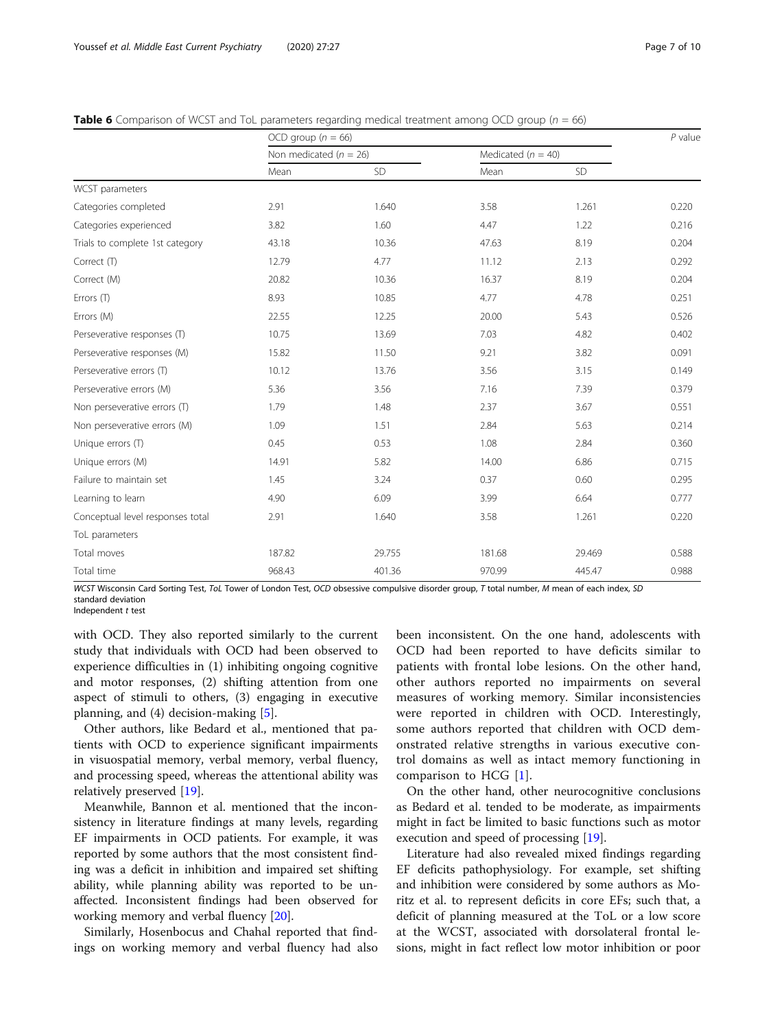**Table 6** Comparison of WCST and ToL parameters regarding medical treatment among OCD group (*n* = 66)

| | OCD group (*n* = 66) | | | | *P* value |
|---|---|---|---|---|---|
| | Non medicated (*n* = 26) | | Medicated (*n* = 40) | | |
| | Mean | SD | Mean | SD | |
| WCST parameters | | | | | |
| Categories completed | 2.91 | 1.640 | 3.58 | 1.261 | 0.220 |
| Categories experienced | 3.82 | 1.60 | 4.47 | 1.22 | 0.216 |
| Trials to complete 1st category | 43.18 | 10.36 | 47.63 | 8.19 | 0.204 |
| Correct (T) | 12.79 | 4.77 | 11.12 | 2.13 | 0.292 |
| Correct (M) | 20.82 | 10.36 | 16.37 | 8.19 | 0.204 |
| Errors (T) | 8.93 | 10.85 | 4.77 | 4.78 | 0.251 |
| Errors (M) | 22.55 | 12.25 | 20.00 | 5.43 | 0.526 |
| Perseverative responses (T) | 10.75 | 13.69 | 7.03 | 4.82 | 0.402 |
| Perseverative responses (M) | 15.82 | 11.50 | 9.21 | 3.82 | 0.091 |
| Perseverative errors (T) | 10.12 | 13.76 | 3.56 | 3.15 | 0.149 |
| Perseverative errors (M) | 5.36 | 3.56 | 7.16 | 7.39 | 0.379 |
| Non perseverative errors (T) | 1.79 | 1.48 | 2.37 | 3.67 | 0.551 |
| Non perseverative errors (M) | 1.09 | 1.51 | 2.84 | 5.63 | 0.214 |
| Unique errors (T) | 0.45 | 0.53 | 1.08 | 2.84 | 0.360 |
| Unique errors (M) | 14.91 | 5.82 | 14.00 | 6.86 | 0.715 |
| Failure to maintain set | 1.45 | 3.24 | 0.37 | 0.60 | 0.295 |
| Learning to learn | 4.90 | 6.09 | 3.99 | 6.64 | 0.777 |
| Conceptual level responses total | 2.91 | 1.640 | 3.58 | 1.261 | 0.220 |
| ToL parameters | | | | | |
| Total moves | 187.82 | 29.755 | 181.68 | 29.469 | 0.588 |
| Total time | 968.43 | 401.36 | 970.99 | 445.47 | 0.988 |

*WCST* Wisconsin Card Sorting Test, *ToL* Tower of London Test, *OCD* obsessive compulsive disorder group, *T* total number, *M* mean of each index, *SD* standard deviation
Independent *t* test

with OCD. They also reported similarly to the current study that individuals with OCD had been observed to experience difficulties in (1) inhibiting ongoing cognitive and motor responses, (2) shifting attention from one aspect of stimuli to others, (3) engaging in executive planning, and (4) decision-making [5].

Other authors, like Bedard et al., mentioned that patients with OCD to experience significant impairments in visuospatial memory, verbal memory, verbal fluency, and processing speed, whereas the attentional ability was relatively preserved [19].

Meanwhile, Bannon et al. mentioned that the inconsistency in literature findings at many levels, regarding EF impairments in OCD patients. For example, it was reported by some authors that the most consistent finding was a deficit in inhibition and impaired set shifting ability, while planning ability was reported to be unaffected. Inconsistent findings had been observed for working memory and verbal fluency [20].

Similarly, Hosenbocus and Chahal reported that findings on working memory and verbal fluency had also been inconsistent. On the one hand, adolescents with OCD had been reported to have deficits similar to patients with frontal lobe lesions. On the other hand, other authors reported no impairments on several measures of working memory. Similar inconsistencies were reported in children with OCD. Interestingly, some authors reported that children with OCD demonstrated relative strengths in various executive control domains as well as intact memory functioning in comparison to HCG [1].

On the other hand, other neurocognitive conclusions as Bedard et al. tended to be moderate, as impairments might in fact be limited to basic functions such as motor execution and speed of processing [19].

Literature had also revealed mixed findings regarding EF deficits pathophysiology. For example, set shifting and inhibition were considered by some authors as Moritz et al. to represent deficits in core EFs; such that, a deficit of planning measured at the ToL or a low score at the WCST, associated with dorsolateral frontal lesions, might in fact reflect low motor inhibition or poor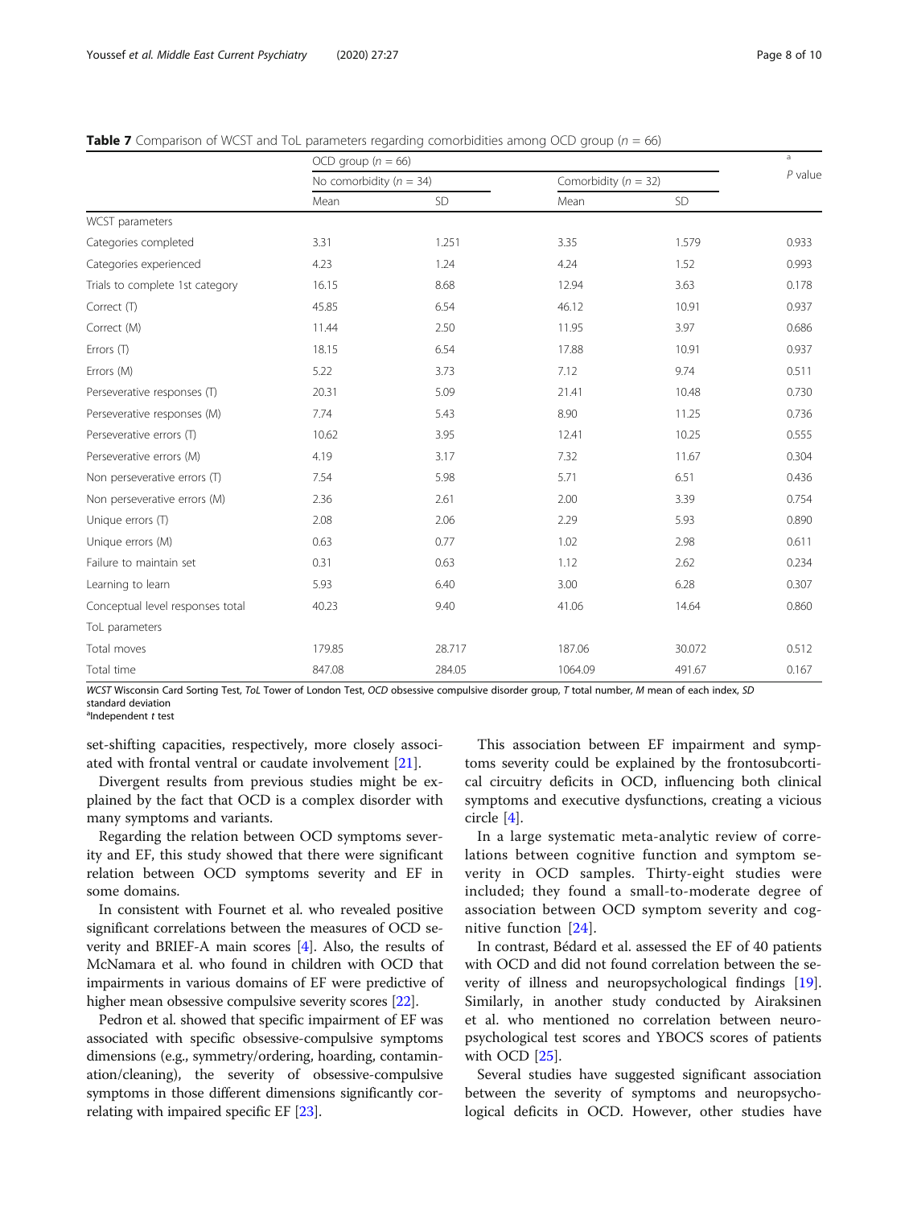**Table 7** Comparison of WCST and ToL parameters regarding comorbidities among OCD group ($n$ = 66)

| | OCD group ($n$ = 66) | | | | $P$ value[a] |
|---|---|---|---|---|---|
| | No comorbidity ($n$ = 34) | | Comorbidity ($n$ = 32) | | |
| | Mean | SD | Mean | SD | |
| WCST parameters | | | | | |
| Categories completed | 3.31 | 1.251 | 3.35 | 1.579 | 0.933 |
| Categories experienced | 4.23 | 1.24 | 4.24 | 1.52 | 0.993 |
| Trials to complete 1st category | 16.15 | 8.68 | 12.94 | 3.63 | 0.178 |
| Correct (T) | 45.85 | 6.54 | 46.12 | 10.91 | 0.937 |
| Correct (M) | 11.44 | 2.50 | 11.95 | 3.97 | 0.686 |
| Errors (T) | 18.15 | 6.54 | 17.88 | 10.91 | 0.937 |
| Errors (M) | 5.22 | 3.73 | 7.12 | 9.74 | 0.511 |
| Perseverative responses (T) | 20.31 | 5.09 | 21.41 | 10.48 | 0.730 |
| Perseverative responses (M) | 7.74 | 5.43 | 8.90 | 11.25 | 0.736 |
| Perseverative errors (T) | 10.62 | 3.95 | 12.41 | 10.25 | 0.555 |
| Perseverative errors (M) | 4.19 | 3.17 | 7.32 | 11.67 | 0.304 |
| Non perseverative errors (T) | 7.54 | 5.98 | 5.71 | 6.51 | 0.436 |
| Non perseverative errors (M) | 2.36 | 2.61 | 2.00 | 3.39 | 0.754 |
| Unique errors (T) | 2.08 | 2.06 | 2.29 | 5.93 | 0.890 |
| Unique errors (M) | 0.63 | 0.77 | 1.02 | 2.98 | 0.611 |
| Failure to maintain set | 0.31 | 0.63 | 1.12 | 2.62 | 0.234 |
| Learning to learn | 5.93 | 6.40 | 3.00 | 6.28 | 0.307 |
| Conceptual level responses total | 40.23 | 9.40 | 41.06 | 14.64 | 0.860 |
| ToL parameters | | | | | |
| Total moves | 179.85 | 28.717 | 187.06 | 30.072 | 0.512 |
| Total time | 847.08 | 284.05 | 1064.09 | 491.67 | 0.167 |

*WCST* Wisconsin Card Sorting Test, *ToL* Tower of London Test, *OCD* obsessive compulsive disorder group, *T* total number, *M* mean of each index, *SD* standard deviation
[a]Independent *t* test

set-shifting capacities, respectively, more closely associated with frontal ventral or caudate involvement [21].

Divergent results from previous studies might be explained by the fact that OCD is a complex disorder with many symptoms and variants.

Regarding the relation between OCD symptoms severity and EF, this study showed that there were significant relation between OCD symptoms severity and EF in some domains.

In consistent with Fournet et al. who revealed positive significant correlations between the measures of OCD severity and BRIEF-A main scores [4]. Also, the results of McNamara et al. who found in children with OCD that impairments in various domains of EF were predictive of higher mean obsessive compulsive severity scores [22].

Pedron et al. showed that specific impairment of EF was associated with specific obsessive-compulsive symptoms dimensions (e.g., symmetry/ordering, hoarding, contamination/cleaning), the severity of obsessive-compulsive symptoms in those different dimensions significantly correlating with impaired specific EF [23].

This association between EF impairment and symptoms severity could be explained by the frontosubcortical circuitry deficits in OCD, influencing both clinical symptoms and executive dysfunctions, creating a vicious circle [4].

In a large systematic meta-analytic review of correlations between cognitive function and symptom severity in OCD samples. Thirty-eight studies were included; they found a small-to-moderate degree of association between OCD symptom severity and cognitive function [24].

In contrast, Bédard et al. assessed the EF of 40 patients with OCD and did not found correlation between the severity of illness and neuropsychological findings [19]. Similarly, in another study conducted by Airaksinen et al. who mentioned no correlation between neuropsychological test scores and YBOCS scores of patients with OCD [25].

Several studies have suggested significant association between the severity of symptoms and neuropsychological deficits in OCD. However, other studies have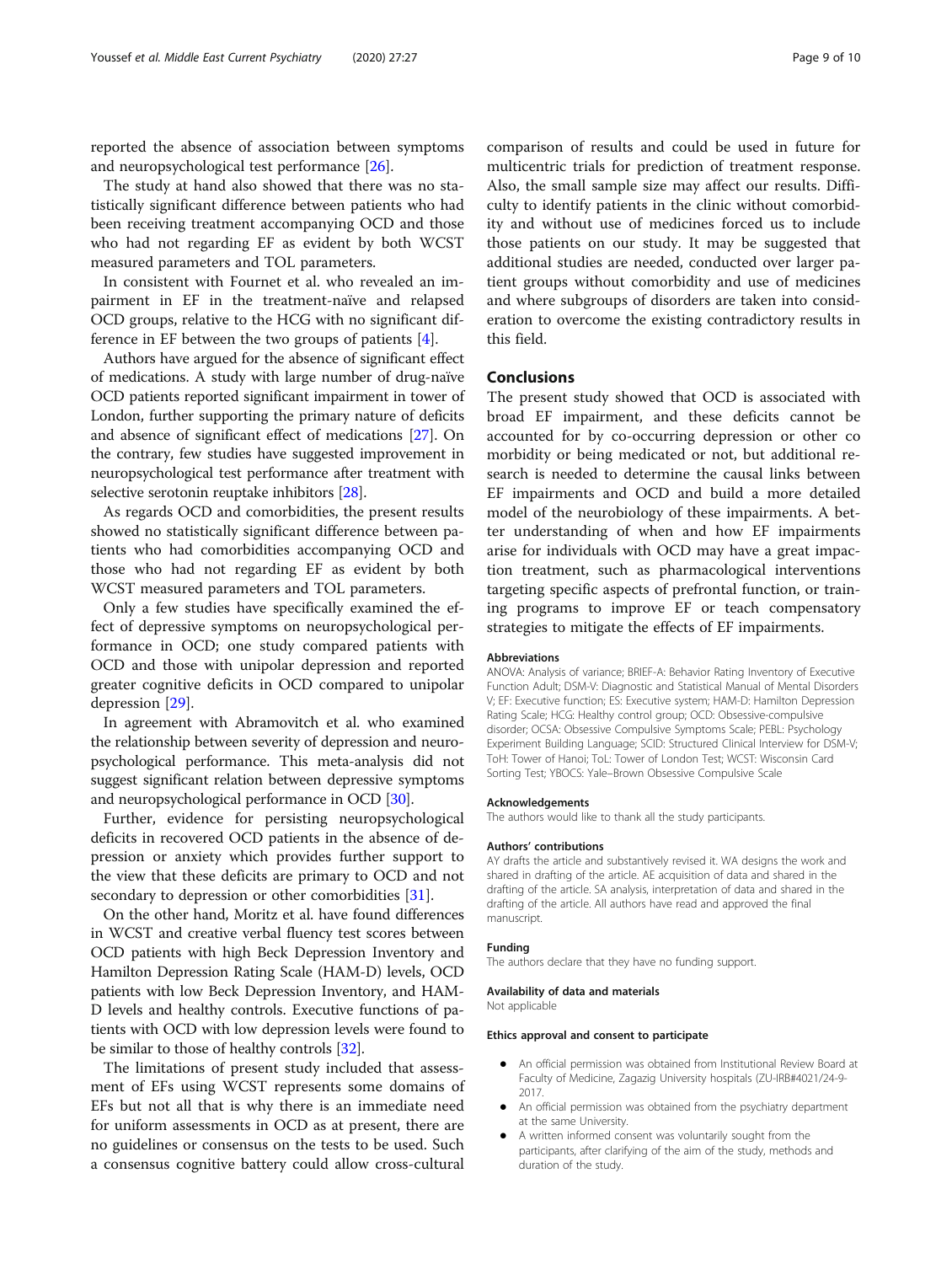reported the absence of association between symptoms and neuropsychological test performance [26].

The study at hand also showed that there was no statistically significant difference between patients who had been receiving treatment accompanying OCD and those who had not regarding EF as evident by both WCST measured parameters and TOL parameters.

In consistent with Fournet et al. who revealed an impairment in EF in the treatment-naïve and relapsed OCD groups, relative to the HCG with no significant difference in EF between the two groups of patients [4].

Authors have argued for the absence of significant effect of medications. A study with large number of drug-naïve OCD patients reported significant impairment in tower of London, further supporting the primary nature of deficits and absence of significant effect of medications [27]. On the contrary, few studies have suggested improvement in neuropsychological test performance after treatment with selective serotonin reuptake inhibitors [28].

As regards OCD and comorbidities, the present results showed no statistically significant difference between patients who had comorbidities accompanying OCD and those who had not regarding EF as evident by both WCST measured parameters and TOL parameters.

Only a few studies have specifically examined the effect of depressive symptoms on neuropsychological performance in OCD; one study compared patients with OCD and those with unipolar depression and reported greater cognitive deficits in OCD compared to unipolar depression [29].

In agreement with Abramovitch et al. who examined the relationship between severity of depression and neuropsychological performance. This meta-analysis did not suggest significant relation between depressive symptoms and neuropsychological performance in OCD [30].

Further, evidence for persisting neuropsychological deficits in recovered OCD patients in the absence of depression or anxiety which provides further support to the view that these deficits are primary to OCD and not secondary to depression or other comorbidities [31].

On the other hand, Moritz et al. have found differences in WCST and creative verbal fluency test scores between OCD patients with high Beck Depression Inventory and Hamilton Depression Rating Scale (HAM-D) levels, OCD patients with low Beck Depression Inventory, and HAM-D levels and healthy controls. Executive functions of patients with OCD with low depression levels were found to be similar to those of healthy controls [32].

The limitations of present study included that assessment of EFs using WCST represents some domains of EFs but not all that is why there is an immediate need for uniform assessments in OCD as at present, there are no guidelines or consensus on the tests to be used. Such a consensus cognitive battery could allow cross-cultural comparison of results and could be used in future for multicentric trials for prediction of treatment response. Also, the small sample size may affect our results. Difficulty to identify patients in the clinic without comorbidity and without use of medicines forced us to include those patients on our study. It may be suggested that additional studies are needed, conducted over larger patient groups without comorbidity and use of medicines and where subgroups of disorders are taken into consideration to overcome the existing contradictory results in this field.

## Conclusions

The present study showed that OCD is associated with broad EF impairment, and these deficits cannot be accounted for by co-occurring depression or other co morbidity or being medicated or not, but additional research is needed to determine the causal links between EF impairments and OCD and build a more detailed model of the neurobiology of these impairments. A better understanding of when and how EF impairments arise for individuals with OCD may have a great impaction treatment, such as pharmacological interventions targeting specific aspects of prefrontal function, or training programs to improve EF or teach compensatory strategies to mitigate the effects of EF impairments.

#### Abbreviations

ANOVA: Analysis of variance; BRIEF-A: Behavior Rating Inventory of Executive Function Adult; DSM-V: Diagnostic and Statistical Manual of Mental Disorders V; EF: Executive function; ES: Executive system; HAM-D: Hamilton Depression Rating Scale; HCG: Healthy control group; OCD: Obsessive-compulsive disorder; OCSA: Obsessive Compulsive Symptoms Scale; PEBL: Psychology Experiment Building Language; SCID: Structured Clinical Interview for DSM-V; ToH: Tower of Hanoi; ToL: Tower of London Test; WCST: Wisconsin Card Sorting Test; YBOCS: Yale–Brown Obsessive Compulsive Scale

#### Acknowledgements

The authors would like to thank all the study participants.

#### Authors' contributions

AY drafts the article and substantively revised it. WA designs the work and shared in drafting of the article. AE acquisition of data and shared in the drafting of the article. SA analysis, interpretation of data and shared in the drafting of the article. All authors have read and approved the final manuscript.

#### Funding

The authors declare that they have no funding support.

#### Availability of data and materials

Not applicable

#### Ethics approval and consent to participate

- An official permission was obtained from Institutional Review Board at Faculty of Medicine, Zagazig University hospitals (ZU-IRB#4021/24-9-2017.
- An official permission was obtained from the psychiatry department at the same University.
- A written informed consent was voluntarily sought from the participants, after clarifying of the aim of the study, methods and duration of the study.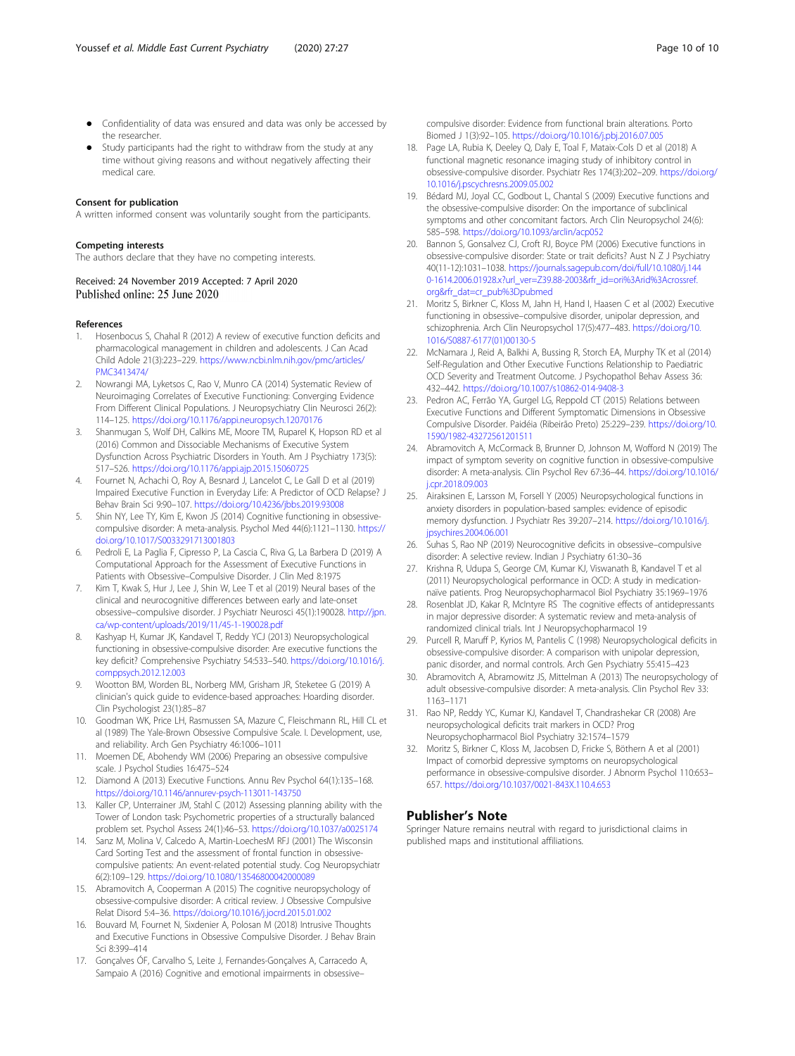- Confidentiality of data was ensured and data was only be accessed by the researcher.
- Study participants had the right to withdraw from the study at any time without giving reasons and without negatively affecting their medical care.

### Consent for publication

A written informed consent was voluntarily sought from the participants.

### Competing interests

The authors declare that they have no competing interests.

Received: 24 November 2019 Accepted: 7 April 2020
Published online: 25 June 2020

### References

1. Hosenbocus S, Chahal R (2012) A review of executive function deficits and pharmacological management in children and adolescents. J Can Acad Child Adole 21(3):223–229. https://www.ncbi.nlm.nih.gov/pmc/articles/PMC3413474/
2. Nowrangi MA, Lyketsos C, Rao V, Munro CA (2014) Systematic Review of Neuroimaging Correlates of Executive Functioning: Converging Evidence From Different Clinical Populations. J Neuropsychiatry Clin Neurosci 26(2): 114–125. https://doi.org/10.1176/appi.neuropsych.12070176
3. Shanmugan S, Wolf DH, Calkins ME, Moore TM, Ruparel K, Hopson RD et al (2016) Common and Dissociable Mechanisms of Executive System Dysfunction Across Psychiatric Disorders in Youth. Am J Psychiatry 173(5): 517–526. https://doi.org/10.1176/appi.ajp.2015.15060725
4. Fournet N, Achachi O, Roy A, Besnard J, Lancelot C, Le Gall D et al (2019) Impaired Executive Function in Everyday Life: A Predictor of OCD Relapse? J Behav Brain Sci 9:90–107. https://doi.org/10.4236/jbbs.2019.93008
5. Shin NY, Lee TY, Kim E, Kwon JS (2014) Cognitive functioning in obsessive-compulsive disorder: A meta-analysis. Psychol Med 44(6):1121–1130. https://doi.org/10.1017/S0033291713001803
6. Pedroli E, La Paglia F, Cipresso P, La Cascia C, Riva G, La Barbera D (2019) A Computational Approach for the Assessment of Executive Functions in Patients with Obsessive–Compulsive Disorder. J Clin Med 8:1975
7. Kim T, Kwak S, Hur J, Lee J, Shin W, Lee T et al (2019) Neural bases of the clinical and neurocognitive differences between early and late-onset obsessive–compulsive disorder. J Psychiatr Neurosci 45(1):190028. http://jpn.ca/wp-content/uploads/2019/11/45-1-190028.pdf
8. Kashyap H, Kumar JK, Kandavel T, Reddy YCJ (2013) Neuropsychological functioning in obsessive-compulsive disorder: Are executive functions the key deficit? Comprehensive Psychiatry 54:533–540. https://doi.org/10.1016/j.comppsych.2012.12.003
9. Wootton BM, Worden BL, Norberg MM, Grisham JR, Steketee G (2019) A clinician's quick guide to evidence-based approaches: Hoarding disorder. Clin Psychologist 23(1):85–87
10. Goodman WK, Price LH, Rasmussen SA, Mazure C, Fleischmann RL, Hill CL et al (1989) The Yale-Brown Obsessive Compulsive Scale. I. Development, use, and reliability. Arch Gen Psychiatry 46:1006–1011
11. Moemen DE, Abohendy WM (2006) Preparing an obsessive compulsive scale. J Psychol Studies 16:475–524
12. Diamond A (2013) Executive Functions. Annu Rev Psychol 64(1):135–168. https://doi.org/10.1146/annurev-psych-113011-143750
13. Kaller CP, Unterrainer JM, Stahl C (2012) Assessing planning ability with the Tower of London task: Psychometric properties of a structurally balanced problem set. Psychol Assess 24(1):46–53. https://doi.org/10.1037/a0025174
14. Sanz M, Molina V, Calcedo A, Martin-LoechesM RFJ (2001) The Wisconsin Card Sorting Test and the assessment of frontal function in obsessive-compulsive patients: An event-related potential study. Cog Neuropsychiatr 6(2):109–129. https://doi.org/10.1080/13546800042000089
15. Abramovitch A, Cooperman A (2015) The cognitive neuropsychology of obsessive-compulsive disorder: A critical review. J Obsessive Compulsive Relat Disord 5:4–36. https://doi.org/10.1016/j.jocrd.2015.01.002
16. Bouvard M, Fournet N, Sixdenier A, Polosan M (2018) Intrusive Thoughts and Executive Functions in Obsessive Compulsive Disorder. J Behav Brain Sci 8:399–414
17. Gonçalves ÓF, Carvalho S, Leite J, Fernandes-Gonçalves A, Carracedo A, Sampaio A (2016) Cognitive and emotional impairments in obsessive–compulsive disorder: Evidence from functional brain alterations. Porto Biomed J 1(3):92–105. https://doi.org/10.1016/j.pbj.2016.07.005
18. Page LA, Rubia K, Deeley Q, Daly E, Toal F, Mataix-Cols D et al (2018) A functional magnetic resonance imaging study of inhibitory control in obsessive-compulsive disorder. Psychiatr Res 174(3):202–209. https://doi.org/10.1016/j.pscychresns.2009.05.002
19. Bédard MJ, Joyal CC, Godbout L, Chantal S (2009) Executive functions and the obsessive-compulsive disorder: On the importance of subclinical symptoms and other concomitant factors. Arch Clin Neuropsychol 24(6): 585–598. https://doi.org/10.1093/arclin/acp052
20. Bannon S, Gonsalvez CJ, Croft RJ, Boyce PM (2006) Executive functions in obsessive-compulsive disorder: State or trait deficits? Aust N Z J Psychiatry 40(11-12):1031–1038. https://journals.sagepub.com/doi/full/10.1080/j.1440-1614.2006.01928.x?url_ver=Z39.88-2003&rfr_id=ori%3Arid%3Acrossref.org&rfr_dat=cr_pub%3Dpubmed
21. Moritz S, Birkner C, Kloss M, Jahn H, Hand I, Haasen C et al (2002) Executive functioning in obsessive–compulsive disorder, unipolar depression, and schizophrenia. Arch Clin Neuropsychol 17(5):477–483. https://doi.org/10.1016/S0887-6177(01)00130-5
22. McNamara J, Reid A, Balkhi A, Bussing R, Storch EA, Murphy TK et al (2014) Self-Regulation and Other Executive Functions Relationship to Paediatric OCD Severity and Treatment Outcome. J Psychopathol Behav Assess 36: 432–442. https://doi.org/10.1007/s10862-014-9408-3
23. Pedron AC, Ferrão YA, Gurgel LG, Reppold CT (2015) Relations between Executive Functions and Different Symptomatic Dimensions in Obsessive Compulsive Disorder. Paidéia (Ribeirão Preto) 25:229–239. https://doi.org/10.1590/1982-43272561201511
24. Abramovitch A, McCormack B, Brunner D, Johnson M, Wofford N (2019) The impact of symptom severity on cognitive function in obsessive-compulsive disorder: A meta-analysis. Clin Psychol Rev 67:36–44. https://doi.org/10.1016/j.cpr.2018.09.003
25. Airaksinen E, Larsson M, Forsell Y (2005) Neuropsychological functions in anxiety disorders in population-based samples: evidence of episodic memory dysfunction. J Psychiatr Res 39:207–214. https://doi.org/10.1016/j.jpsychires.2004.06.001
26. Suhas S, Rao NP (2019) Neurocognitive deficits in obsessive–compulsive disorder: A selective review. Indian J Psychiatry 61:30–36
27. Krishna R, Udupa S, George CM, Kumar KJ, Viswanath B, Kandavel T et al (2011) Neuropsychological performance in OCD: A study in medication-naïve patients. Prog Neuropsychopharmacol Biol Psychiatry 35:1969–1976
28. Rosenblat JD, Kakar R, McIntyre RS The cognitive effects of antidepressants in major depressive disorder: A systematic review and meta-analysis of randomized clinical trials. Int J Neuropsychopharmacol 19
29. Purcell R, Maruff P, Kyrios M, Pantelis C (1998) Neuropsychological deficits in obsessive-compulsive disorder: A comparison with unipolar depression, panic disorder, and normal controls. Arch Gen Psychiatry 55:415–423
30. Abramovitch A, Abramowitz JS, Mittelman A (2013) The neuropsychology of adult obsessive-compulsive disorder: A meta-analysis. Clin Psychol Rev 33: 1163–1171
31. Rao NP, Reddy YC, Kumar KJ, Kandavel T, Chandrashekar CR (2008) Are neuropsychological deficits trait markers in OCD? Prog Neuropsychopharmacol Biol Psychiatry 32:1574–1579
32. Moritz S, Birkner C, Kloss M, Jacobsen D, Fricke S, Böthern A et al (2001) Impact of comorbid depressive symptoms on neuropsychological performance in obsessive-compulsive disorder. J Abnorm Psychol 110:653–657. https://doi.org/10.1037/0021-843X.110.4.653

## Publisher's Note

Springer Nature remains neutral with regard to jurisdictional claims in published maps and institutional affiliations.